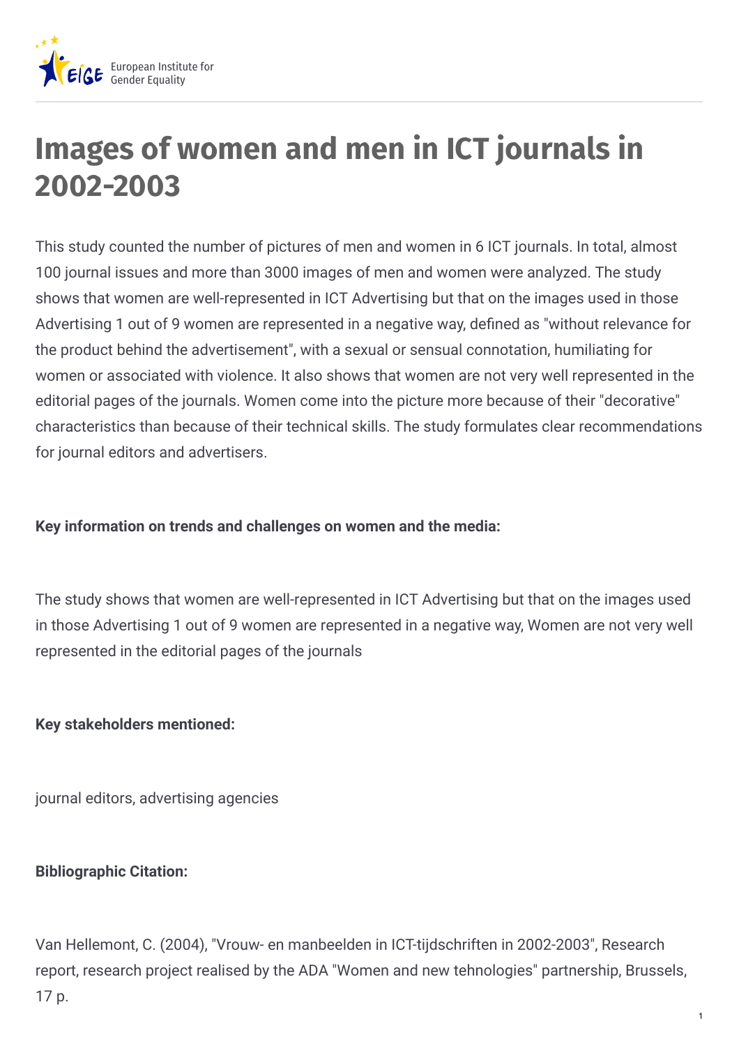European Institute for Gender Equality

# Images of women and men in ICT journals in 2002-2003

This study counted the number of pictures of men and women in 6 ICT journals. In total, almost 100 journal issues and more than 3000 images of men and women were analyzed. The study shows that women are well-represented in ICT Advertising but that on the images used in those Advertising 1 out of 9 women are represented in a negative way, defined as "without relevance for the product behind the advertisement", with a sexual or sensual connotation, humiliating for women or associated with violence. It also shows that women are not very well represented in the editorial pages of the journals. Women come into the picture more because of their "decorative" characteristics than because of their technical skills. The study formulates clear recommendations for journal editors and advertisers.

**Key information on trends and challenges on women and the media:**

The study shows that women are well-represented in ICT Advertising but that on the images used in those Advertising 1 out of 9 women are represented in a negative way, Women are not very well represented in the editorial pages of the journals

**Key stakeholders mentioned:**

journal editors, advertising agencies

**Bibliographic Citation:**

Van Hellemont, C. (2004), "Vrouw- en manbeelden in ICT-tijdschriften in 2002-2003", Research report, research project realised by the ADA "Women and new tehnologies" partnership, Brussels, 17 p.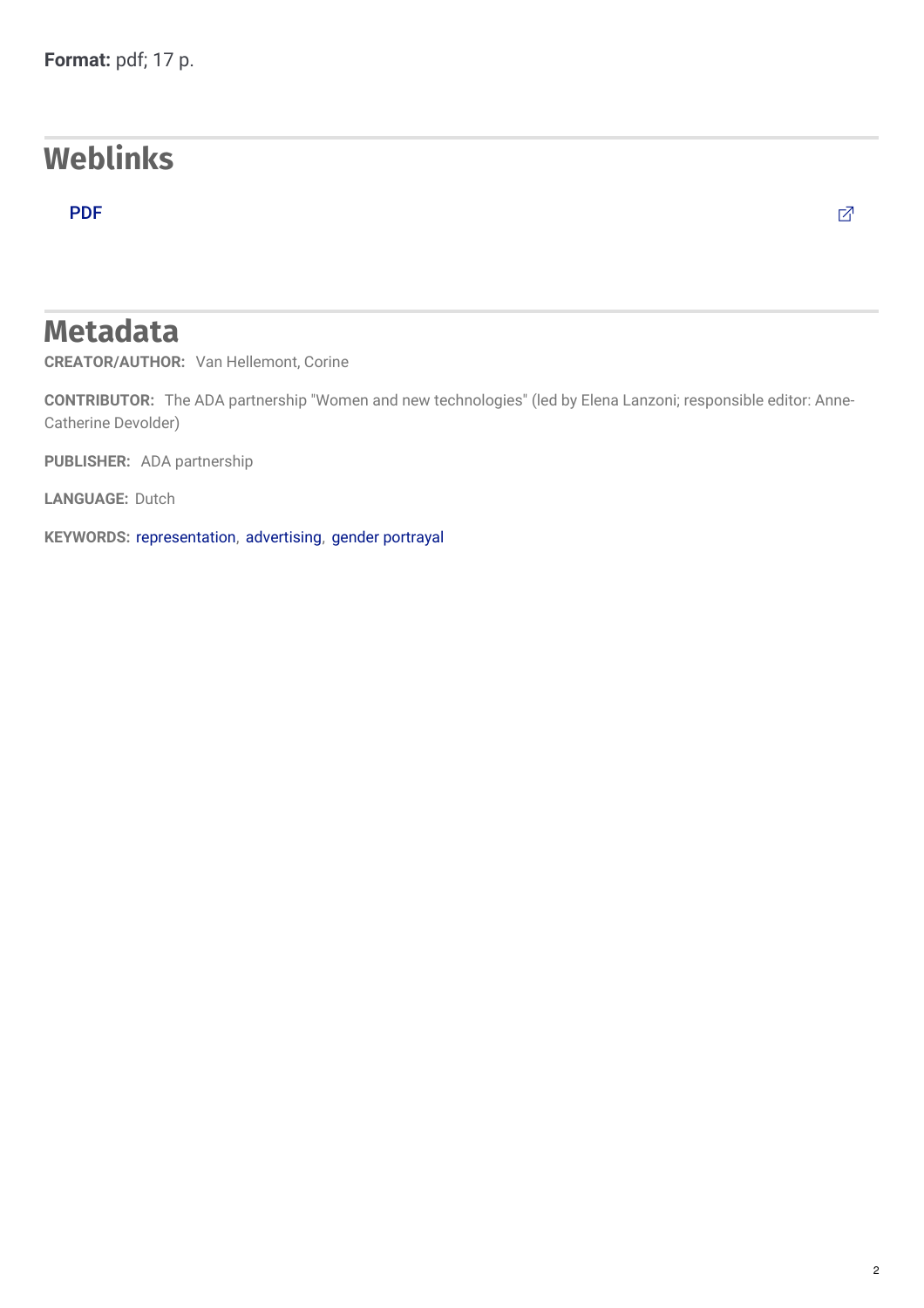**Format:** pdf; 17 p.

## Weblinks

PDF

## Metadata

**CREATOR/AUTHOR:** Van Hellemont, Corine

**CONTRIBUTOR:** The ADA partnership "Women and new technologies" (led by Elena Lanzoni; responsible editor: Anne-Catherine Devolder)

**PUBLISHER:** ADA partnership

**LANGUAGE:** Dutch

**KEYWORDS:** representation, advertising, gender portrayal